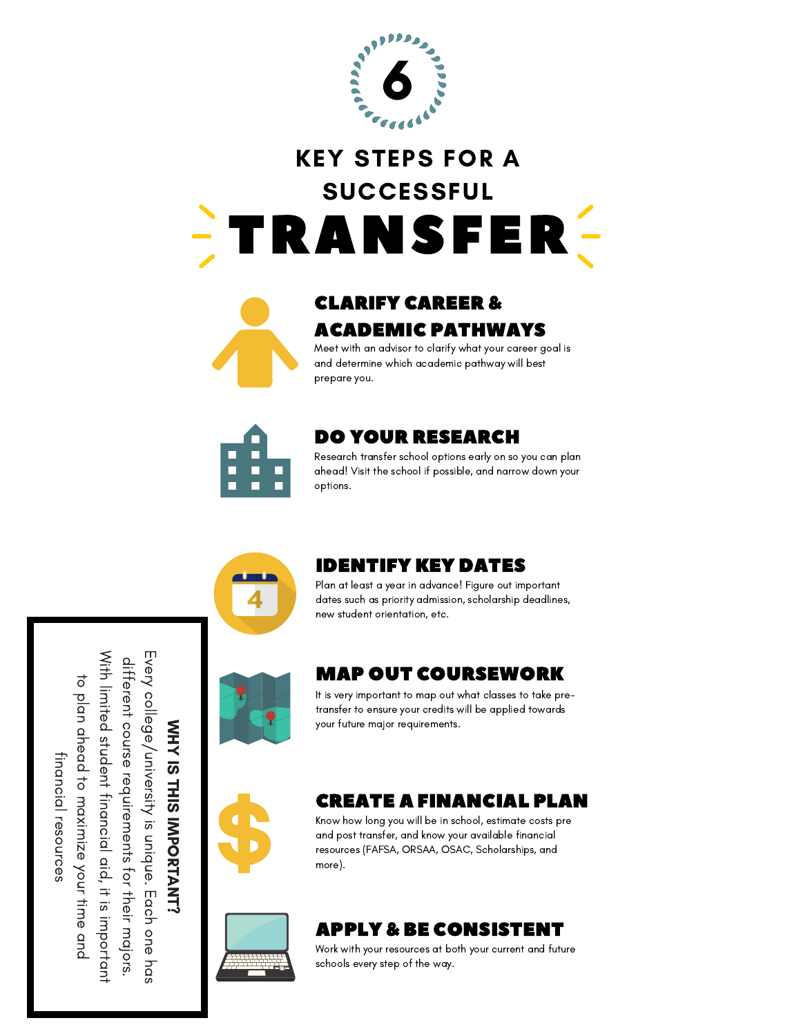# 6 KEY STEPS FOR A SUCCESSFUL TRANSFER

## CLARIFY CAREER & ACADEMIC PATHWAYS

Meet with an advisor to clarify what your career goal is and determine which academic pathway will best prepare you.

## DO YOUR RESEARCH

Research transfer school options early on so you can plan ahead! Visit the school if possible, and narrow down your options.

## IDENTIFY KEY DATES

Plan at least a year in advance! Figure out important dates such as priority admission, scholarship deadlines, new student orientation, etc.

## MAP OUT COURSEWORK

It is very important to map out what classes to take pre-transfer to ensure your credits will be applied towards your future major requirements.

## CREATE A FINANCIAL PLAN

Know how long you will be in school, estimate costs pre and post transfer, and know your available financial resources (FAFSA, ORSAA, OSAC, Scholarships, and more).

## APPLY & BE CONSISTENT

Work with your resources at both your current and future schools every step of the way.

**WHY IS THIS IMPORTANT?**

Every college/university is unique. Each one has different course requirements for their majors. With limited student financial aid, it is important to plan ahead to maximize your time and financial resources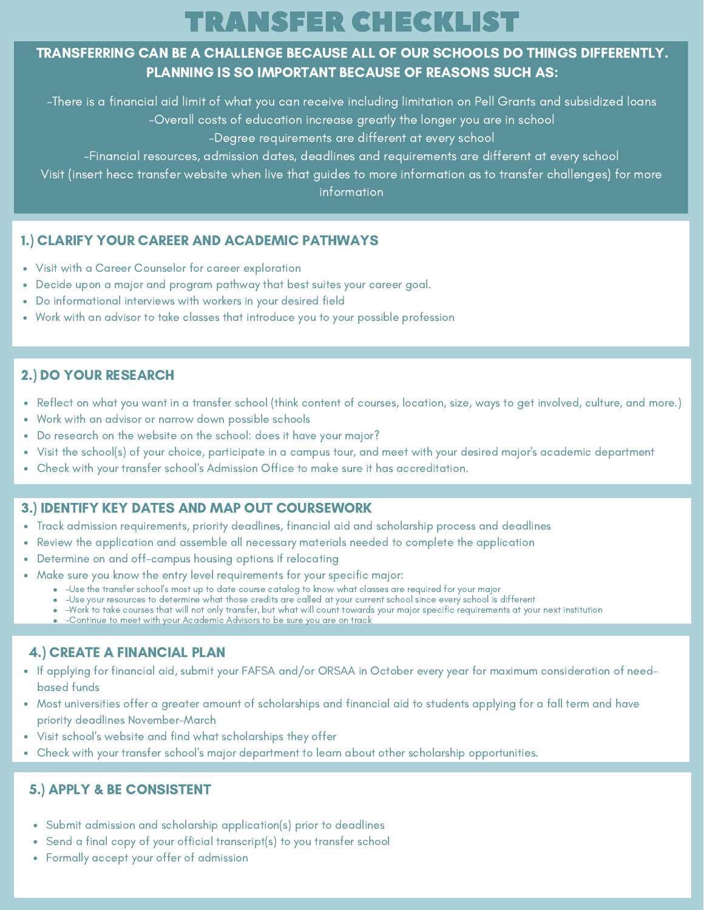# TRANSFER CHECKLIST

**TRANSFERRING CAN BE A CHALLENGE BECAUSE ALL OF OUR SCHOOLS DO THINGS DIFFERENTLY. PLANNING IS SO IMPORTANT BECAUSE OF REASONS SUCH AS:**

-There is a financial aid limit of what you can receive including limitation on Pell Grants and subsidized loans
-Overall costs of education increase greatly the longer you are in school
-Degree requirements are different at every school
-Financial resources, admission dates, deadlines and requirements are different at every school
Visit (insert hecc transfer website when live that guides to more information as to transfer challenges) for more information

## 1.) CLARIFY YOUR CAREER AND ACADEMIC PATHWAYS

- Visit with a Career Counselor for career exploration
- Decide upon a major and program pathway that best suites your career goal.
- Do informational interviews with workers in your desired field
- Work with an advisor to take classes that introduce you to your possible profession

## 2.) DO YOUR RESEARCH

- Reflect on what you want in a transfer school (think content of courses, location, size, ways to get involved, culture, and more.)
- Work with an advisor or narrow down possible schools
- Do research on the website on the school: does it have your major?
- Visit the school(s) of your choice, participate in a campus tour, and meet with your desired major's academic department
- Check with your transfer school's Admission Office to make sure it has accreditation.

## 3.) IDENTIFY KEY DATES AND MAP OUT COURSEWORK

- Track admission requirements, priority deadlines, financial aid and scholarship process and deadlines
- Review the application and assemble all necessary materials needed to complete the application
- Determine on and off-campus housing options if relocating
- Make sure you know the entry level requirements for your specific major:
  - -Use the transfer school's most up to date course catalog to know what classes are required for your major
  - -Use your resources to determine what those credits are called at your current school since every school is different
  - -Work to take courses that will not only transfer, but what will count towards your major specific requirements at your next institution
  - -Continue to meet with your Academic Advisors to be sure you are on track

## 4.) CREATE A FINANCIAL PLAN

- If applying for financial aid, submit your FAFSA and/or ORSAA in October every year for maximum consideration of need-based funds
- Most universities offer a greater amount of scholarships and financial aid to students applying for a fall term and have priority deadlines November-March
- Visit school's website and find what scholarships they offer
- Check with your transfer school's major department to learn about other scholarship opportunities.

## 5.) APPLY & BE CONSISTENT

- Submit admission and scholarship application(s) prior to deadlines
- Send a final copy of your official transcript(s) to you transfer school
- Formally accept your offer of admission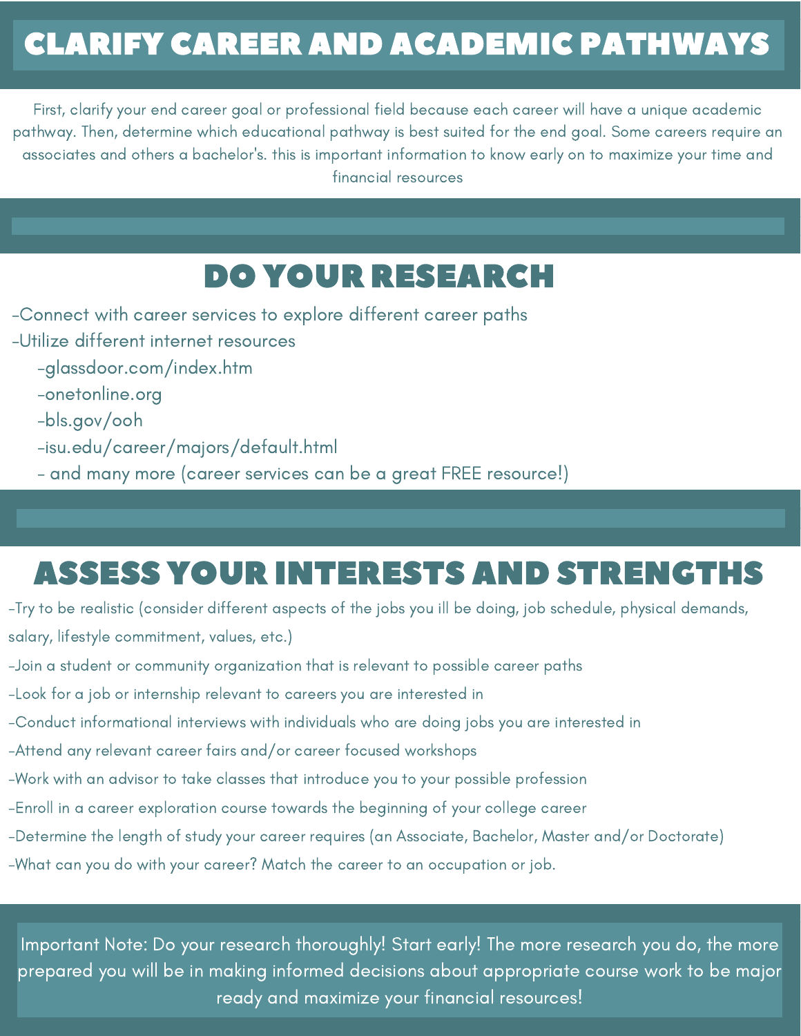# CLARIFY CAREER AND ACADEMIC PATHWAYS

First, clarify your end career goal or professional field because each career will have a unique academic pathway. Then, determine which educational pathway is best suited for the end goal. Some careers require an associates and others a bachelor's. this is important information to know early on to maximize your time and financial resources

# DO YOUR RESEARCH

-Connect with career services to explore different career paths

-Utilize different internet resources

- -glassdoor.com/index.htm
- -onetonline.org
- -bls.gov/ooh
- -isu.edu/career/majors/default.html
- - and many more (career services can be a great FREE resource!)

# ASSESS YOUR INTERESTS AND STRENGTHS

-Try to be realistic (consider different aspects of the jobs you ill be doing, job schedule, physical demands, salary, lifestyle commitment, values, etc.)

-Join a student or community organization that is relevant to possible career paths

-Look for a job or internship relevant to careers you are interested in

-Conduct informational interviews with individuals who are doing jobs you are interested in

-Attend any relevant career fairs and/or career focused workshops

-Work with an advisor to take classes that introduce you to your possible profession

-Enroll in a career exploration course towards the beginning of your college career

-Determine the length of study your career requires (an Associate, Bachelor, Master and/or Doctorate)

-What can you do with your career? Match the career to an occupation or job.

Important Note: Do your research thoroughly! Start early! The more research you do, the more prepared you will be in making informed decisions about appropriate course work to be major ready and maximize your financial resources!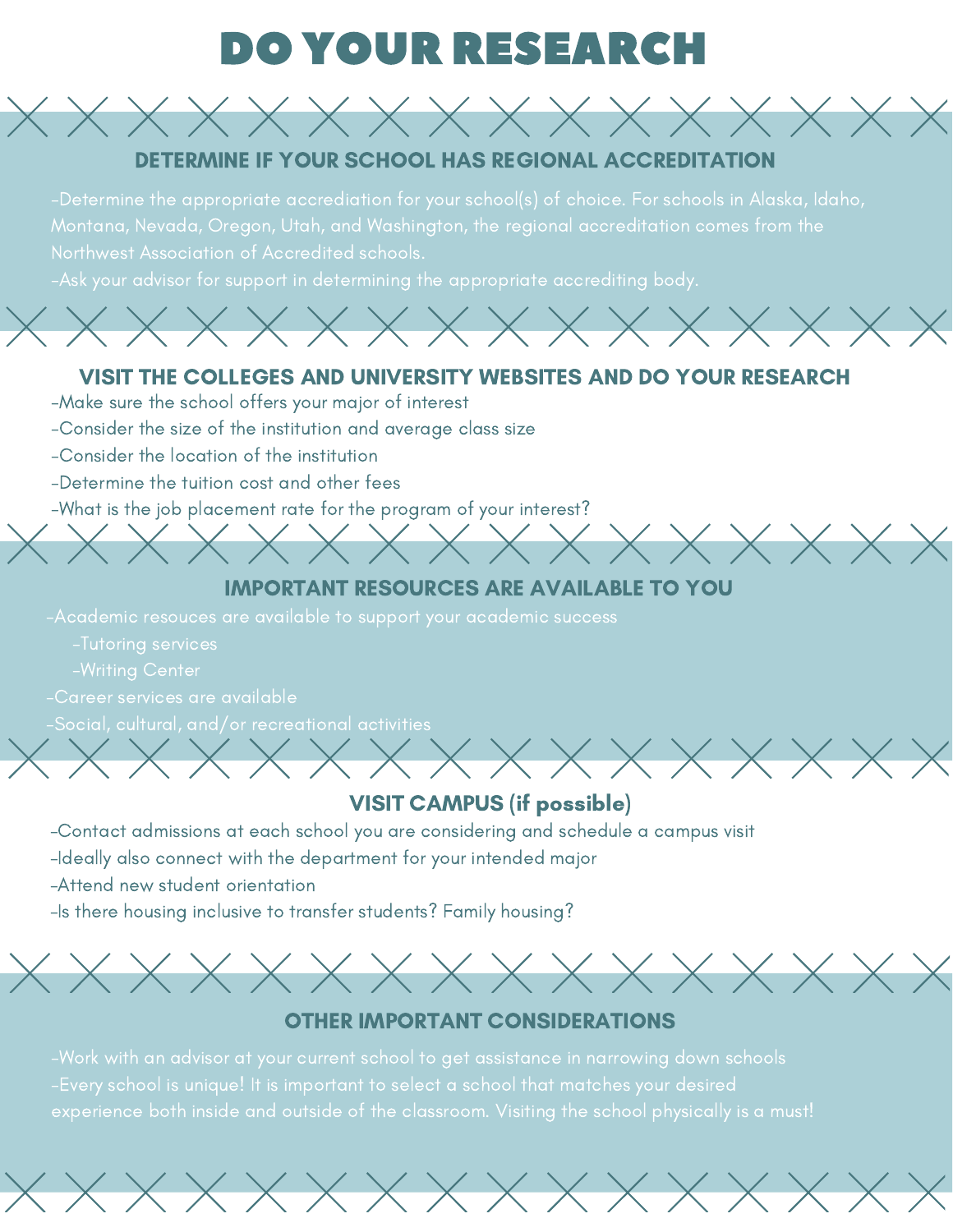# DO YOUR RESEARCH

## DETERMINE IF YOUR SCHOOL HAS REGIONAL ACCREDITATION

-Determine the appropriate accrediation for your school(s) of choice. For schools in Alaska, Idaho, Montana, Nevada, Oregon, Utah, and Washington, the regional accreditation comes from the Northwest Association of Accredited schools.

-Ask your advisor for support in determining the appropriate accrediting body.

## VISIT THE COLLEGES AND UNIVERSITY WEBSITES AND DO YOUR RESEARCH

-Make sure the school offers your major of interest

-Consider the size of the institution and average class size

-Consider the location of the institution

-Determine the tuition cost and other fees

-What is the job placement rate for the program of your interest?

## IMPORTANT RESOURCES ARE AVAILABLE TO YOU

-Academic resouces are available to support your academic success

- -Tutoring services
- -Writing Center

-Career services are available

-Social, cultural, and/or recreational activities

## VISIT CAMPUS (if possible)

-Contact admissions at each school you are considering and schedule a campus visit

-Ideally also connect with the department for your intended major

-Attend new student orientation

-Is there housing inclusive to transfer students? Family housing?

## OTHER IMPORTANT CONSIDERATIONS

-Work with an advisor at your current school to get assistance in narrowing down schools

-Every school is unique! It is important to select a school that matches your desired experience both inside and outside of the classroom. Visiting the school physically is a must!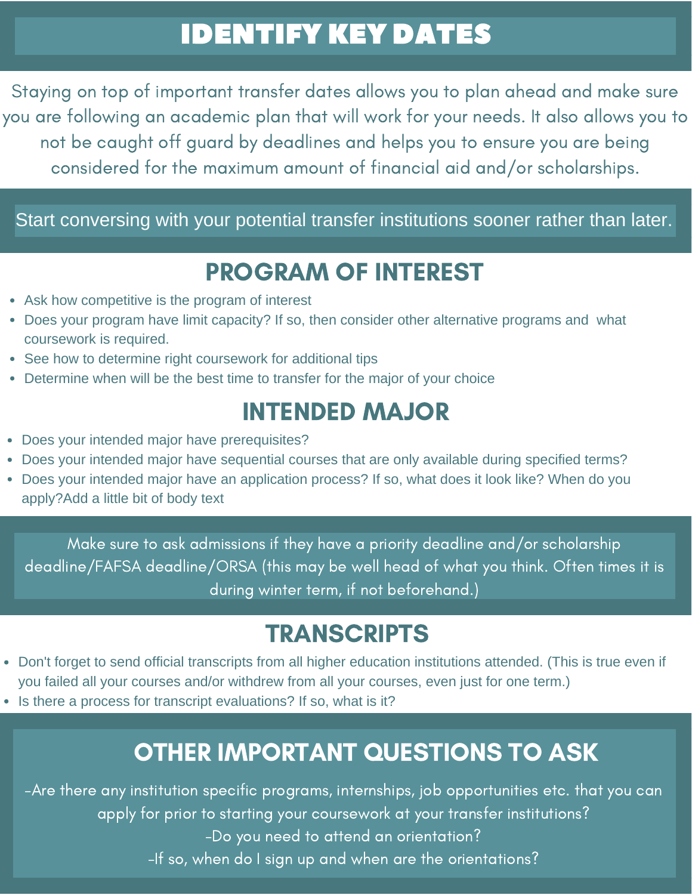# IDENTIFY KEY DATES

Staying on top of important transfer dates allows you to plan ahead and make sure you are following an academic plan that will work for your needs. It also allows you to not be caught off guard by deadlines and helps you to ensure you are being considered for the maximum amount of financial aid and/or scholarships.

Start conversing with your potential transfer institutions sooner rather than later.

## PROGRAM OF INTEREST

- Ask how competitive is the program of interest
- Does your program have limit capacity? If so, then consider other alternative programs and what coursework is required.
- See how to determine right coursework for additional tips
- Determine when will be the best time to transfer for the major of your choice

## INTENDED MAJOR

- Does your intended major have prerequisites?
- Does your intended major have sequential courses that are only available during specified terms?
- Does your intended major have an application process? If so, what does it look like? When do you apply?Add a little bit of body text

Make sure to ask admissions if they have a priority deadline and/or scholarship deadline/FAFSA deadline/ORSA (this may be well head of what you think. Often times it is during winter term, if not beforehand.)

## TRANSCRIPTS

- Don't forget to send official transcripts from all higher education institutions attended. (This is true even if you failed all your courses and/or withdrew from all your courses, even just for one term.)
- Is there a process for transcript evaluations? If so, what is it?

## OTHER IMPORTANT QUESTIONS TO ASK

-Are there any institution specific programs, internships, job opportunities etc. that you can apply for prior to starting your coursework at your transfer institutions?

-Do you need to attend an orientation?

-If so, when do I sign up and when are the orientations?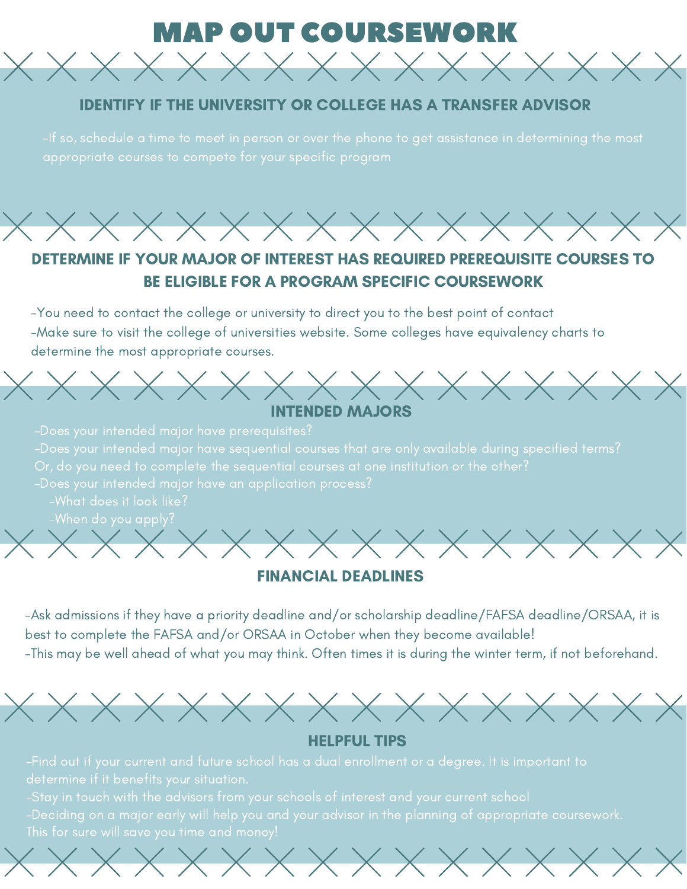# MAP OUT COURSEWORK

## IDENTIFY IF THE UNIVERSITY OR COLLEGE HAS A TRANSFER ADVISOR

-If so, schedule a time to meet in person or over the phone to get assistance in determining the most appropriate courses to compete for your specific program

## DETERMINE IF YOUR MAJOR OF INTEREST HAS REQUIRED PREREQUISITE COURSES TO BE ELIGIBLE FOR A PROGRAM SPECIFIC COURSEWORK

-You need to contact the college or university to direct you to the best point of contact
-Make sure to visit the college of universities website. Some colleges have equivalency charts to determine the most appropriate courses.

## INTENDED MAJORS

-Does your intended major have prerequisites?
-Does your intended major have sequential courses that are only available during specified terms? Or, do you need to complete the sequential courses at one institution or the other?
-Does your intended major have an application process?
  -What does it look like?
  -When do you apply?

## FINANCIAL DEADLINES

-Ask admissions if they have a priority deadline and/or scholarship deadline/FAFSA deadline/ORSAA, it is best to complete the FAFSA and/or ORSAA in October when they become available!
-This may be well ahead of what you may think. Often times it is during the winter term, if not beforehand.

## HELPFUL TIPS

-Find out if your current and future school has a dual enrollment or a degree. It is important to determine if it benefits your situation.
-Stay in touch with the advisors from your schools of interest and your current school
-Deciding on a major early will help you and your advisor in the planning of appropriate coursework. This for sure will save you time and money!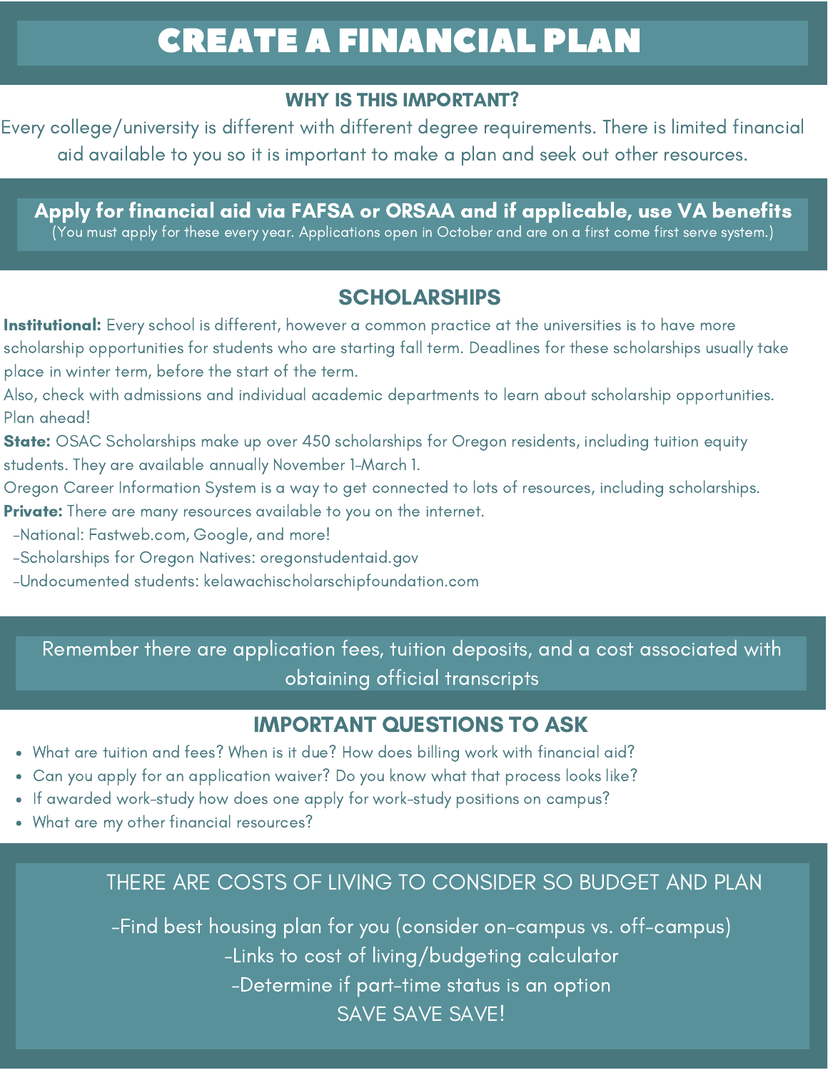# CREATE A FINANCIAL PLAN

## WHY IS THIS IMPORTANT?

Every college/university is different with different degree requirements. There is limited financial aid available to you so it is important to make a plan and seek out other resources.

**Apply for financial aid via FAFSA or ORSAA and if applicable, use VA benefits**

(You must apply for these every year. Applications open in October and are on a first come first serve system.)

## SCHOLARSHIPS

**Institutional:** Every school is different, however a common practice at the universities is to have more scholarship opportunities for students who are starting fall term. Deadlines for these scholarships usually take place in winter term, before the start of the term.

Also, check with admissions and individual academic departments to learn about scholarship opportunities. Plan ahead!

**State:** OSAC Scholarships make up over 450 scholarships for Oregon residents, including tuition equity students. They are available annually November 1-March 1.

Oregon Career Information System is a way to get connected to lots of resources, including scholarships.

**Private:** There are many resources available to you on the internet.

-National: Fastweb.com, Google, and more!

-Scholarships for Oregon Natives: oregonstudentaid.gov

-Undocumented students: kelawachischolarschipfoundation.com

Remember there are application fees, tuition deposits, and a cost associated with obtaining official transcripts

## IMPORTANT QUESTIONS TO ASK

- What are tuition and fees? When is it due? How does billing work with financial aid?
- Can you apply for an application waiver? Do you know what that process looks like?
- If awarded work-study how does one apply for work-study positions on campus?
- What are my other financial resources?

THERE ARE COSTS OF LIVING TO CONSIDER SO BUDGET AND PLAN

-Find best housing plan for you (consider on-campus vs. off-campus)

-Links to cost of living/budgeting calculator

-Determine if part-time status is an option

SAVE SAVE SAVE!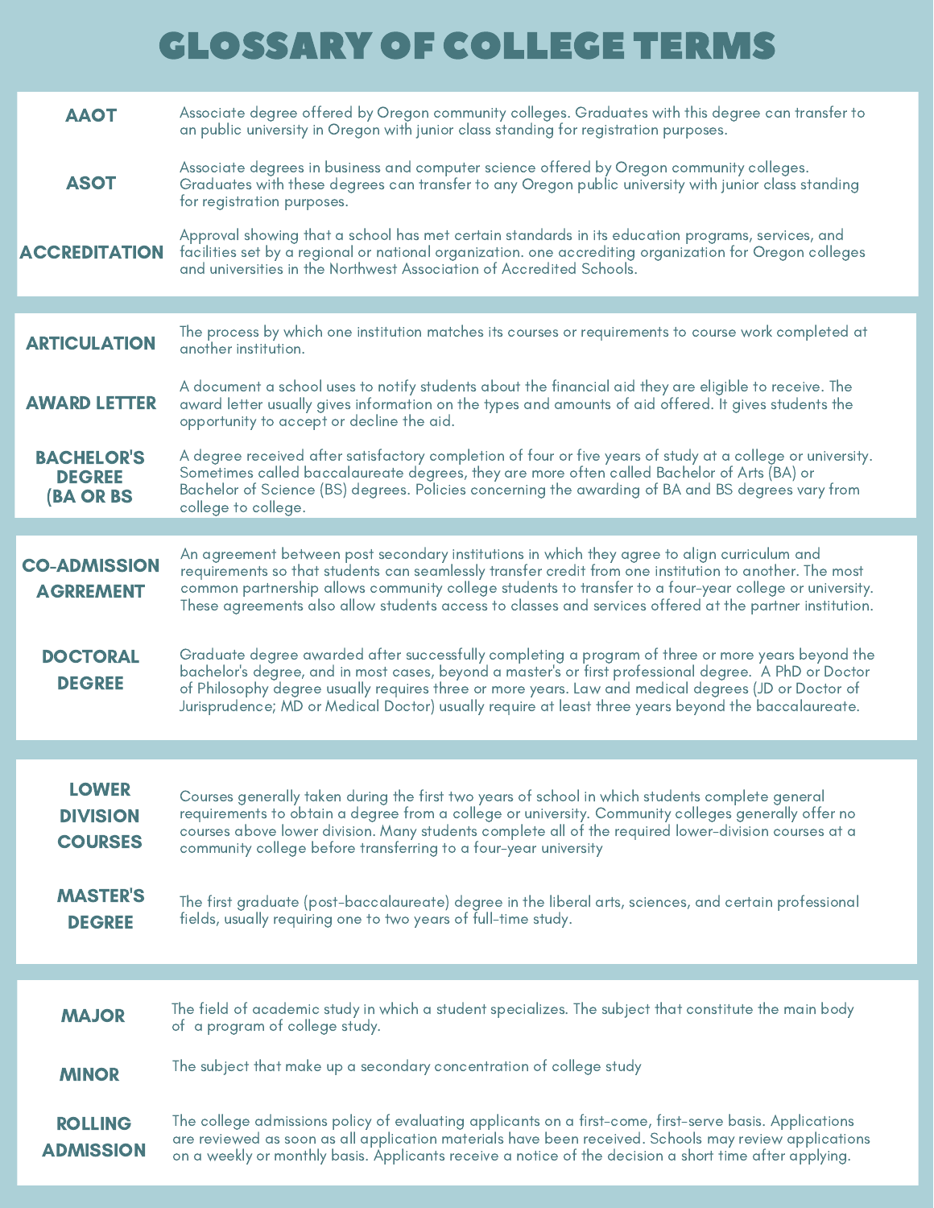# GLOSSARY OF COLLEGE TERMS

**AAOT**

Associate degree offered by Oregon community colleges. Graduates with this degree can transfer to an public university in Oregon with junior class standing for registration purposes.

**ASOT**

Associate degrees in business and computer science offered by Oregon community colleges. Graduates with these degrees can transfer to any Oregon public university with junior class standing for registration purposes.

**ACCREDITATION**

Approval showing that a school has met certain standards in its education programs, services, and facilities set by a regional or national organization. one accrediting organization for Oregon colleges and universities in the Northwest Association of Accredited Schools.

**ARTICULATION**

The process by which one institution matches its courses or requirements to course work completed at another institution.

**AWARD LETTER**

A document a school uses to notify students about the financial aid they are eligible to receive. The award letter usually gives information on the types and amounts of aid offered. It gives students the opportunity to accept or decline the aid.

**BACHELOR'S DEGREE (BA OR BS**

A degree received after satisfactory completion of four or five years of study at a college or university. Sometimes called baccalaureate degrees, they are more often called Bachelor of Arts (BA) or Bachelor of Science (BS) degrees. Policies concerning the awarding of BA and BS degrees vary from college to college.

**CO-ADMISSION AGRREMENT**

An agreement between post secondary institutions in which they agree to align curriculum and requirements so that students can seamlessly transfer credit from one institution to another. The most common partnership allows community college students to transfer to a four-year college or university. These agreements also allow students access to classes and services offered at the partner institution.

**DOCTORAL DEGREE**

Graduate degree awarded after successfully completing a program of three or more years beyond the bachelor's degree, and in most cases, beyond a master's or first professional degree. A PhD or Doctor of Philosophy degree usually requires three or more years. Law and medical degrees (JD or Doctor of Jurisprudence; MD or Medical Doctor) usually require at least three years beyond the baccalaureate.

**LOWER DIVISION COURSES**

Courses generally taken during the first two years of school in which students complete general requirements to obtain a degree from a college or university. Community colleges generally offer no courses above lower division. Many students complete all of the required lower-division courses at a community college before transferring to a four-year university

**MASTER'S DEGREE**

The first graduate (post-baccalaureate) degree in the liberal arts, sciences, and certain professional fields, usually requiring one to two years of full-time study.

**MAJOR**

The field of academic study in which a student specializes. The subject that constitute the main body of a program of college study.

**MINOR**

The subject that make up a secondary concentration of college study

**ROLLING ADMISSION**

The college admissions policy of evaluating applicants on a first-come, first-serve basis. Applications are reviewed as soon as all application materials have been received. Schools may review applications on a weekly or monthly basis. Applicants receive a notice of the decision a short time after applying.